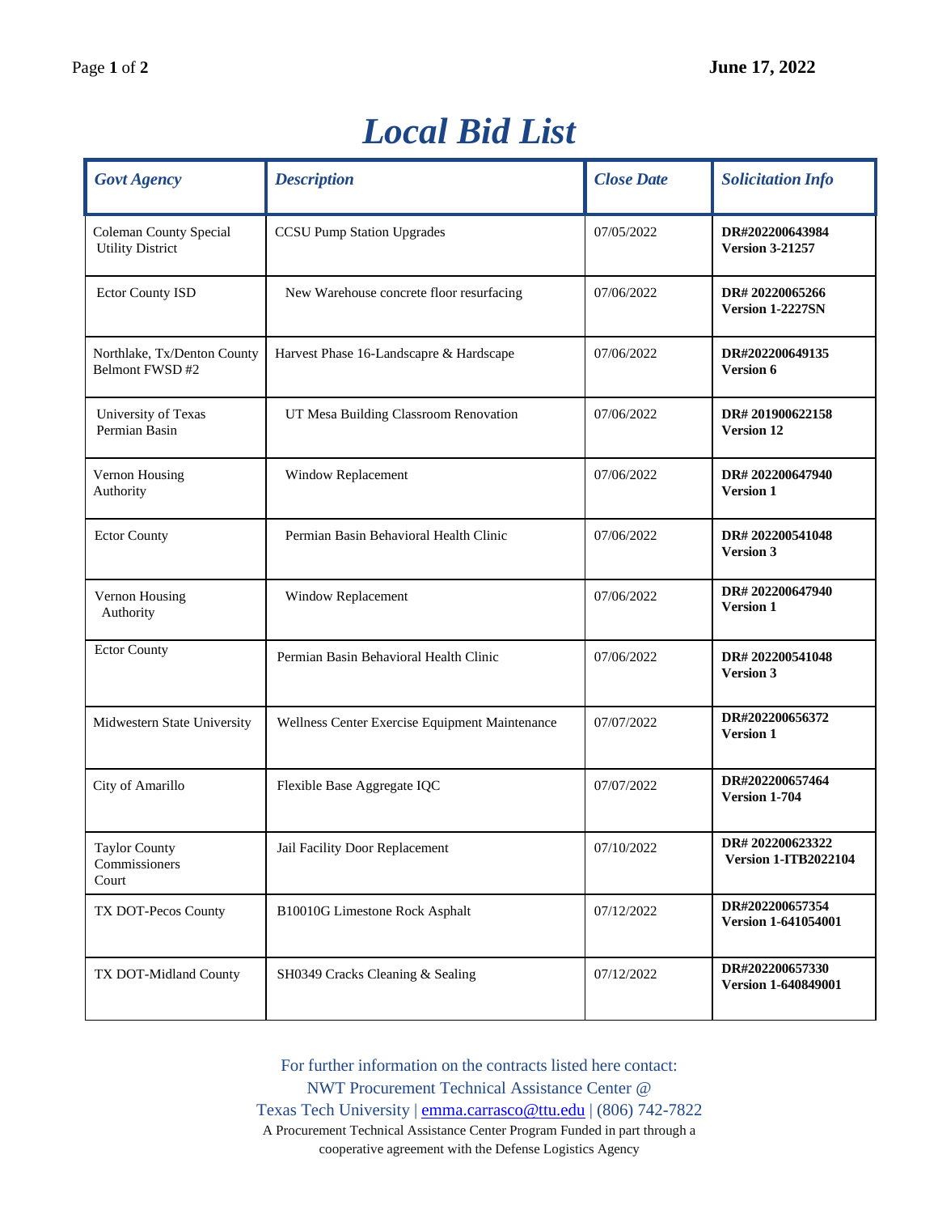June 17, 2022

# *Local Bid List*

| *Govt Agency* | *Description* | *Close Date* | *Solicitation Info* |
|---|---|---|---|
| Coleman County Special Utility District | CCSU Pump Station Upgrades | 07/05/2022 | **DR#202200643984 Version 3-21257** |
| Ector County ISD | New Warehouse concrete floor resurfacing | 07/06/2022 | **DR# 20220065266 Version 1-2227SN** |
| Northlake, Tx/Denton County Belmont FWSD #2 | Harvest Phase 16-Landscapre & Hardscape | 07/06/2022 | **DR#202200649135 Version 6** |
| University of Texas Permian Basin | UT Mesa Building Classroom Renovation | 07/06/2022 | **DR# 201900622158 Version 12** |
| Vernon Housing Authority | Window Replacement | 07/06/2022 | **DR# 202200647940 Version 1** |
| Ector County | Permian Basin Behavioral Health Clinic | 07/06/2022 | **DR# 202200541048 Version 3** |
| Vernon Housing Authority | Window Replacement | 07/06/2022 | **DR# 202200647940 Version 1** |
| Ector County | Permian Basin Behavioral Health Clinic | 07/06/2022 | **DR# 202200541048 Version 3** |
| Midwestern State University | Wellness Center Exercise Equipment Maintenance | 07/07/2022 | **DR#202200656372 Version 1** |
| City of Amarillo | Flexible Base Aggregate IQC | 07/07/2022 | **DR#202200657464 Version 1-704** |
| Taylor County Commissioners Court | Jail Facility Door Replacement | 07/10/2022 | **DR# 202200623322 Version 1-ITB2022104** |
| TX DOT-Pecos County | B10010G Limestone Rock Asphalt | 07/12/2022 | **DR#202200657354 Version 1-641054001** |
| TX DOT-Midland County | SH0349 Cracks Cleaning & Sealing | 07/12/2022 | **DR#202200657330 Version 1-640849001** |

For further information on the contracts listed here contact:
NWT Procurement Technical Assistance Center @
Texas Tech University | emma.carrasco@ttu.edu | (806) 742-7822
A Procurement Technical Assistance Center Program Funded in part through a cooperative agreement with the Defense Logistics Agency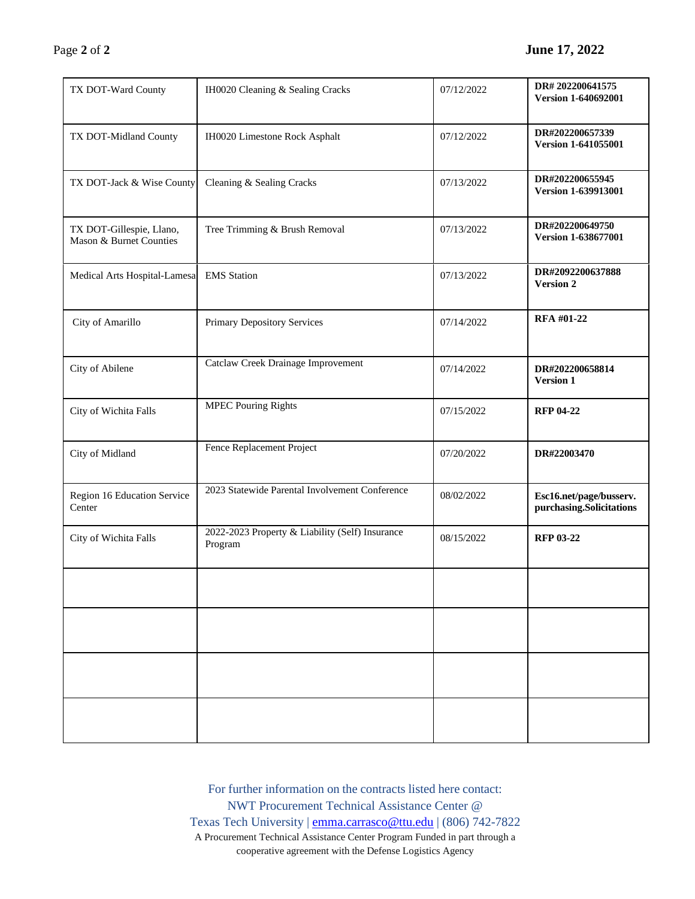| | | | |
|---|---|---|---|
| TX DOT-Ward County | IH0020 Cleaning & Sealing Cracks | 07/12/2022 | **DR# 202200641575 Version 1-640692001** |
| TX DOT-Midland County | IH0020 Limestone Rock Asphalt | 07/12/2022 | **DR#202200657339 Version 1-641055001** |
| TX DOT-Jack & Wise County | Cleaning & Sealing Cracks | 07/13/2022 | **DR#202200655945 Version 1-639913001** |
| TX DOT-Gillespie, Llano, Mason & Burnet Counties | Tree Trimming & Brush Removal | 07/13/2022 | **DR#202200649750 Version 1-638677001** |
| Medical Arts Hospital-Lamesa | EMS Station | 07/13/2022 | **DR#2092200637888 Version 2** |
| City of Amarillo | Primary Depository Services | 07/14/2022 | **RFA #01-22** |
| City of Abilene | Catclaw Creek Drainage Improvement | 07/14/2022 | **DR#202200658814 Version 1** |
| City of Wichita Falls | MPEC Pouring Rights | 07/15/2022 | **RFP 04-22** |
| City of Midland | Fence Replacement Project | 07/20/2022 | **DR#22003470** |
| Region 16 Education Service Center | 2023 Statewide Parental Involvement Conference | 08/02/2022 | **Esc16.net/page/busserv.purchasing.Solicitations** |
| City of Wichita Falls | 2022-2023 Property & Liability (Self) Insurance Program | 08/15/2022 | **RFP 03-22** |
| | | | |
| | | | |
| | | | |
| | | | |

For further information on the contracts listed here contact:
NWT Procurement Technical Assistance Center @
Texas Tech University | emma.carrasco@ttu.edu | (806) 742-7822
A Procurement Technical Assistance Center Program Funded in part through a cooperative agreement with the Defense Logistics Agency